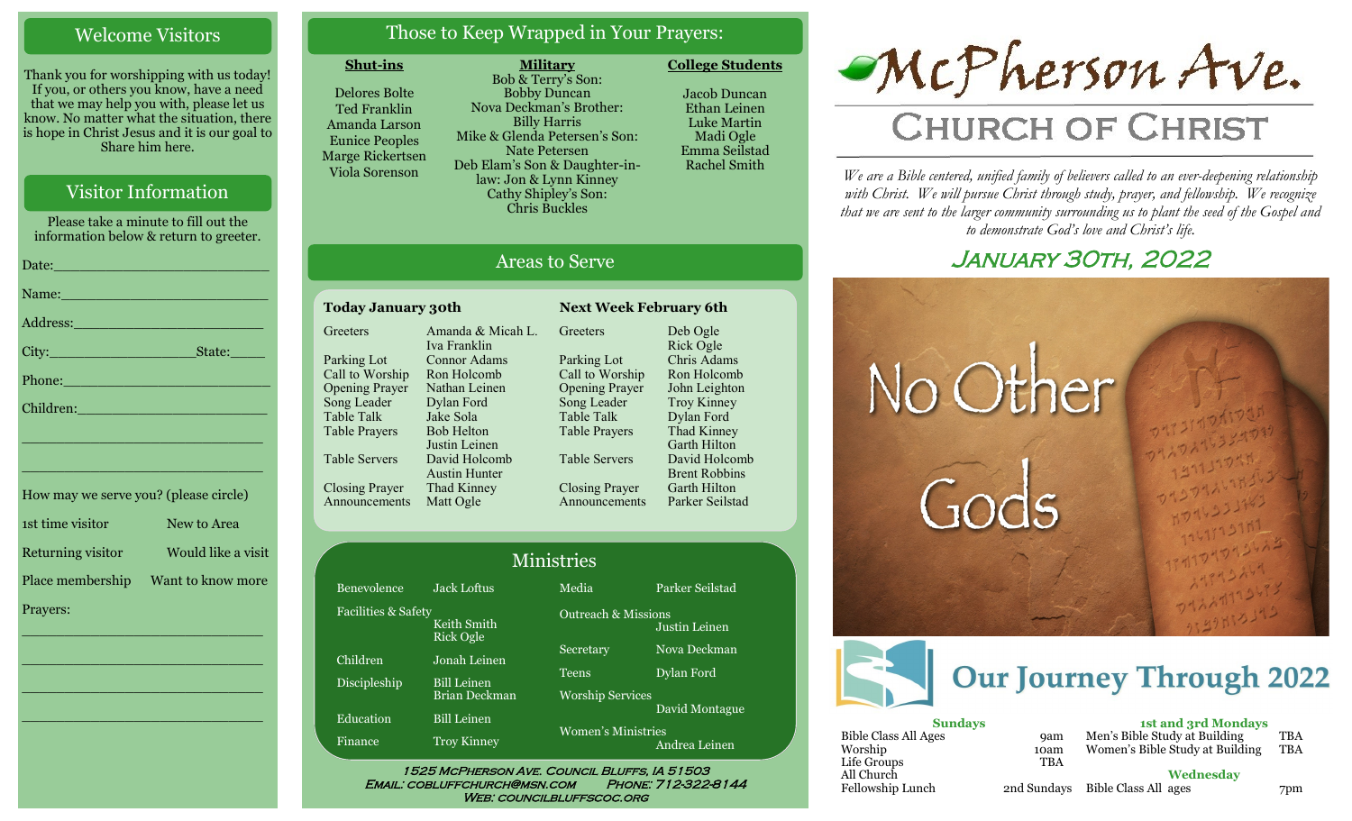## Welcome Visitors

Thank you for worshipping with us today! If you, or others you know, have a need that we may help you with, please let us know. No matter what the situation, there is hope in Christ Jesus and it is our goal to Share him here.

## Visitor Information

Please take a minute to fill out the information below & return to greeter.

Date:_______________________

Name:_______________________

Address:_______________________

City:_______________State:_____

Phone:_______________________

Children:_______________________

_______________________

_______________________

How may we serve you? (please circle)

1st time visitor — New to Area

Returning visitor — Would like a visit

Place membership — Want to know more

Prayers:

_______________________

_______________________

_______________________

_______________________

## Those to Keep Wrapped in Your Prayers:

**Shut-ins**

Delores Bolte
Ted Franklin
Amanda Larson
Eunice Peoples
Marge Rickertsen
Viola Sorenson

**Military**

Bob & Terry's Son: Bobby Duncan
Nova Deckman's Brother: Billy Harris
Mike & Glenda Petersen's Son: Nate Petersen
Deb Elam's Son & Daughter-in-law: Jon & Lynn Kinney
Cathy Shipley's Son: Chris Buckles

**College Students**

Jacob Duncan
Ethan Leinen
Luke Martin
Madi Ogle
Emma Seilstad
Rachel Smith

## Areas to Serve

**Today January 30th**

| Role | Name |
|---|---|
| Greeters | Amanda & Micah L. Iva Franklin |
| Parking Lot | Connor Adams |
| Call to Worship | Ron Holcomb |
| Opening Prayer | Nathan Leinen |
| Song Leader | Dylan Ford |
| Table Talk | Jake Sola |
| Table Prayers | Bob Helton Justin Leinen |
| Table Servers | David Holcomb Austin Hunter |
| Closing Prayer | Thad Kinney |
| Announcements | Matt Ogle |

**Next Week February 6th**

| Role | Name |
|---|---|
| Greeters | Deb Ogle Rick Ogle |
| Parking Lot | Chris Adams |
| Call to Worship | Ron Holcomb |
| Opening Prayer | John Leighton |
| Song Leader | Troy Kinney |
| Table Talk | Dylan Ford |
| Table Prayers | Thad Kinney Garth Hilton |
| Table Servers | David Holcomb Brent Robbins |
| Closing Prayer | Garth Hilton |
| Announcements | Parker Seilstad |

## Ministries

| Ministry | Name |
|---|---|
| Benevolence | Jack Loftus |
| Facilities & Safety | Keith Smith, Rick Ogle |
| Children | Jonah Leinen |
| Discipleship | Bill Leinen, Brian Deckman |
| Education | Bill Leinen |
| Finance | Troy Kinney |
| Media | Parker Seilstad |
| Outreach & Missions | Justin Leinen |
| Secretary | Nova Deckman |
| Teens | Dylan Ford |
| Worship Services | David Montague |
| Women's Ministries | Andrea Leinen |

1525 McPherson Ave. Council Bluffs, IA 51503
Email: cobluffchurch@msn.com Phone: 712-322-8144
Web: councilbluffscoc.org

# McPherson Ave. Church of Christ

*We are a Bible centered, unified family of believers called to an ever-deepening relationship with Christ. We will pursue Christ through study, prayer, and fellowship. We recognize that we are sent to the larger community surrounding us to plant the seed of the Gospel and to demonstrate God's love and Christ's life.*

## January 30th, 2022

No Other Gods

## Our Journey Through 2022

**Sundays**

| | |
|---|---|
| Bible Class All Ages | 9am |
| Worship | 10am |
| Life Groups | TBA |
| All Church Fellowship Lunch | 2nd Sundays |

**1st and 3rd Mondays**

| | |
|---|---|
| Men's Bible Study at Building | TBA |
| Women's Bible Study at Building | TBA |

**Wednesday**

| | |
|---|---|
| Bible Class All ages | 7pm |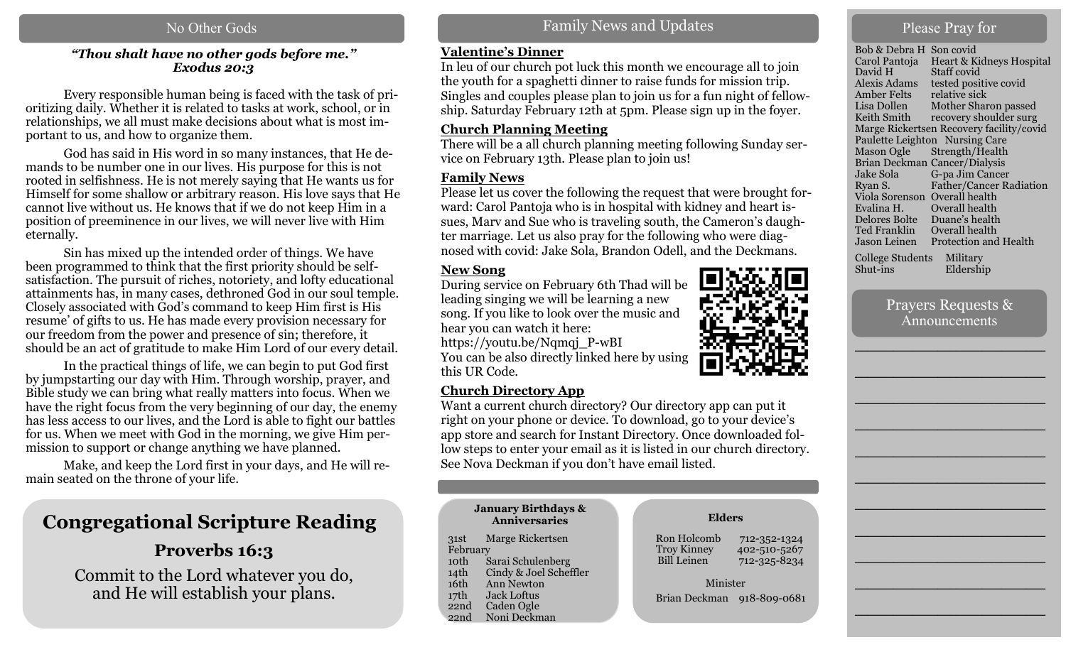## No Other Gods

***"Thou shalt have no other gods before me." Exodus 20:3***

Every responsible human being is faced with the task of prioritizing daily. Whether it is related to tasks at work, school, or in relationships, we all must make decisions about what is most important to us, and how to organize them.

God has said in His word in so many instances, that He demands to be number one in our lives. His purpose for this is not rooted in selfishness. He is not merely saying that He wants us for Himself for some shallow or arbitrary reason. His love says that He cannot live without us. He knows that if we do not keep Him in a position of preeminence in our lives, we will never live with Him eternally.

Sin has mixed up the intended order of things. We have been programmed to think that the first priority should be self-satisfaction. The pursuit of riches, notoriety, and lofty educational attainments has, in many cases, dethroned God in our soul temple. Closely associated with God's command to keep Him first is His resume' of gifts to us. He has made every provision necessary for our freedom from the power and presence of sin; therefore, it should be an act of gratitude to make Him Lord of our every detail.

In the practical things of life, we can begin to put God first by jumpstarting our day with Him. Through worship, prayer, and Bible study we can bring what really matters into focus. When we have the right focus from the very beginning of our day, the enemy has less access to our lives, and the Lord is able to fight our battles for us. When we meet with God in the morning, we give Him permission to support or change anything we have planned.

Make, and keep the Lord first in your days, and He will remain seated on the throne of your life.

# Congregational Scripture Reading

## Proverbs 16:3

Commit to the Lord whatever you do, and He will establish your plans.

## Family News and Updates

**Valentine's Dinner**

In leu of our church pot luck this month we encourage all to join the youth for a spaghetti dinner to raise funds for mission trip. Singles and couples please plan to join us for a fun night of fellowship. Saturday February 12th at 5pm. Please sign up in the foyer.

**Church Planning Meeting**

There will be a all church planning meeting following Sunday service on February 13th. Please plan to join us!

**Family News**

Please let us cover the following the request that were brought forward: Carol Pantoja who is in hospital with kidney and heart issues, Marv and Sue who is traveling south, the Cameron's daughter marriage. Let us also pray for the following who were diagnosed with covid: Jake Sola, Brandon Odell, and the Deckmans.

**New Song**

During service on February 6th Thad will be leading singing we will be learning a new song. If you like to look over the music and hear you can watch it here: https://youtu.be/Nqmqj_P-wBI
You can be also directly linked here by using this UR Code.

**Church Directory App**

Want a current church directory? Our directory app can put it right on your phone or device. To download, go to your device's app store and search for Instant Directory. Once downloaded follow steps to enter your email as it is listed in our church directory. See Nova Deckman if you don't have email listed.

### January Birthdays & Anniversaries

| | |
|---|---|
| 31st | Marge Rickertsen |
| February | |
| 10th | Sarai Schulenberg |
| 14th | Cindy & Joel Scheffler |
| 16th | Ann Newton |
| 17th | Jack Loftus |
| 22nd | Caden Ogle |
| 22nd | Noni Deckman |

### Elders

| | |
|---|---|
| Ron Holcomb | 712-352-1324 |
| Troy Kinney | 402-510-5267 |
| Bill Leinen | 712-325-8234 |

Minister

Brian Deckman 918-809-0681

## Please Pray for

| | |
|---|---|
| Bob & Debra H | Son covid |
| Carol Pantoja | Heart & Kidneys Hospital |
| David H | Staff covid |
| Alexis Adams | tested positive covid |
| Amber Felts | relative sick |
| Lisa Dollen | Mother Sharon passed |
| Keith Smith | recovery shoulder surg |
| Marge Rickertsen | Recovery facility/covid |
| Paulette Leighton | Nursing Care |
| Mason Ogle | Strength/Health |
| Brian Deckman | Cancer/Dialysis |
| Jake Sola | G-pa Jim Cancer |
| Ryan S. | Father/Cancer Radiation |
| Viola Sorenson | Overall health |
| Evalina H. | Overall health |
| Delores Bolte | Duane's health |
| Ted Franklin | Overall health |
| Jason Leinen | Protection and Health |

College Students — Military
Shut-ins — Eldership

## Prayers Requests & Announcements